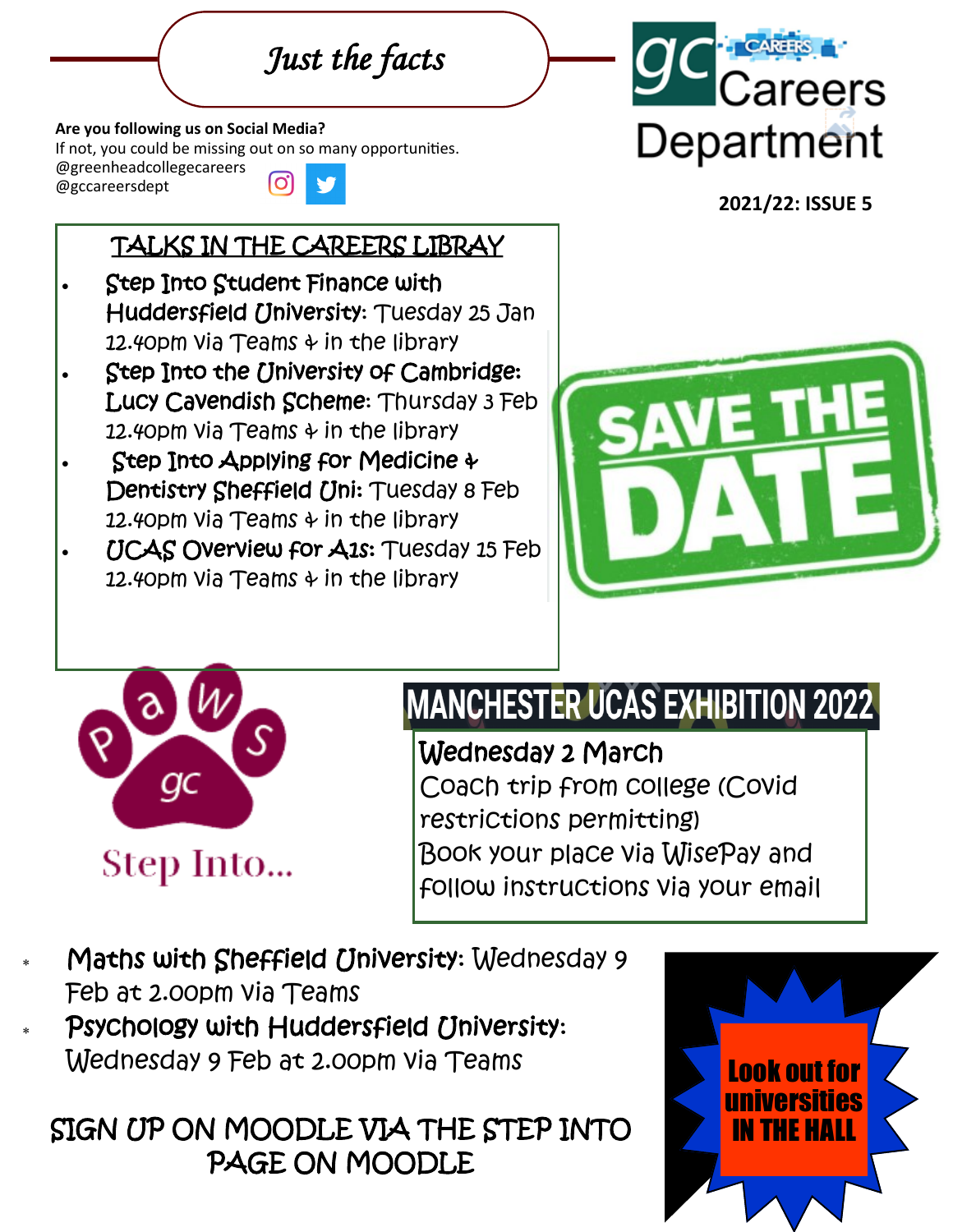# Just the facts

**gc CAREERS Careers Department**

**2021/22: ISSUE 5**

**Are you following us on Social Media?**
If not, you could be missing out on so many opportunities.
@greenheadcollegecareers
@gccareersdept

## TALKS IN THE CAREERS LIBRAY

- **Step Into Student Finance with Huddersfield University**: Tuesday 25 Jan 12.40pm via Teams & in the library
- **Step Into the University of Cambridge: Lucy Cavendish Scheme**: Thursday 3 Feb 12.40pm via Teams & in the library
- **Step Into Applying for Medicine & Dentistry Sheffield Uni**: Tuesday 8 Feb 12.40pm via Teams & in the library
- **UCAS Overview for A1s**: Tuesday 15 Feb 12.40pm via Teams & in the library

SAVE THE DATE

## MANCHESTER UCAS EXHIBITION 2022

**Wednesday 2 March**
Coach trip from college (Covid restrictions permitting)
Book your place via WisePay and follow instructions via your email

PAWS gc

Step Into...

- **Maths with Sheffield University**: Wednesday 9 Feb at 2.00pm via Teams
- **Psychology with Huddersfield University**: Wednesday 9 Feb at 2.00pm via Teams

SIGN UP ON MOODLE VIA THE STEP INTO PAGE ON MOODLE

**Look out for universities IN THE HALL**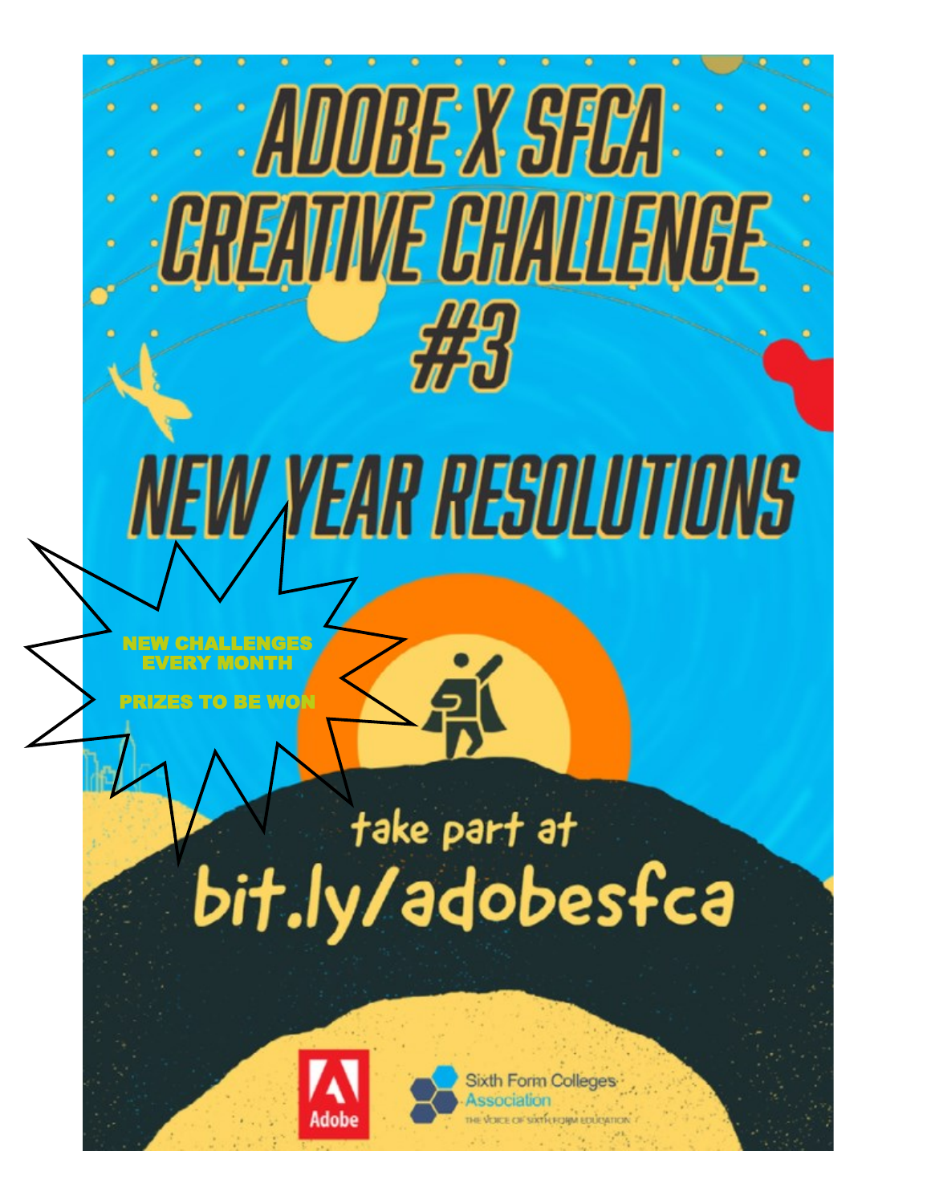# ADOBE X SFCA CREATIVE CHALLENGE #3

# NEW YEAR RESOLUTIONS

NEW CHALLENGES EVERY MONTH

PRIZES TO BE WON

take part at

bit.ly/adobesfca

Adobe

Sixth Form Colleges Association

THE VOICE OF SIXTH FORM EDUCATION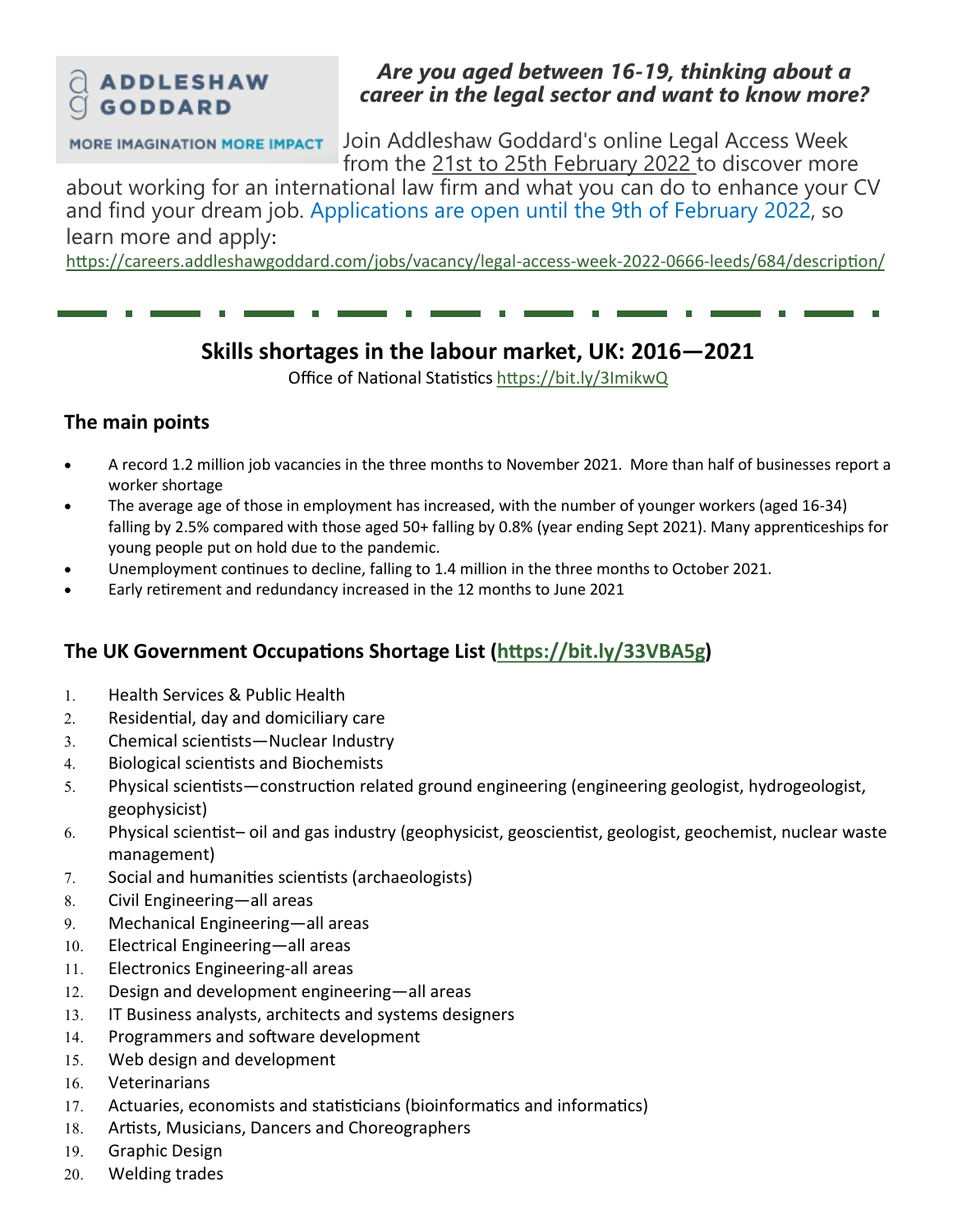**ADDLESHAW GODDARD**

MORE IMAGINATION MORE IMPACT

***Are you aged between 16-19, thinking about a career in the legal sector and want to know more?***

Join Addleshaw Goddard's online Legal Access Week from the 21st to 25th February 2022 to discover more about working for an international law firm and what you can do to enhance your CV and find your dream job. Applications are open until the 9th of February 2022, so learn more and apply:

https://careers.addleshawgoddard.com/jobs/vacancy/legal-access-week-2022-0666-leeds/684/description/

---

## Skills shortages in the labour market, UK: 2016—2021

Office of National Statistics https://bit.ly/3ImikwQ

### The main points

- A record 1.2 million job vacancies in the three months to November 2021. More than half of businesses report a worker shortage
- The average age of those in employment has increased, with the number of younger workers (aged 16-34) falling by 2.5% compared with those aged 50+ falling by 0.8% (year ending Sept 2021). Many apprenticeships for young people put on hold due to the pandemic.
- Unemployment continues to decline, falling to 1.4 million in the three months to October 2021.
- Early retirement and redundancy increased in the 12 months to June 2021

### The UK Government Occupations Shortage List (https://bit.ly/33VBA5g)

1. Health Services & Public Health
2. Residential, day and domiciliary care
3. Chemical scientists—Nuclear Industry
4. Biological scientists and Biochemists
5. Physical scientists—construction related ground engineering (engineering geologist, hydrogeologist, geophysicist)
6. Physical scientist– oil and gas industry (geophysicist, geoscientist, geologist, geochemist, nuclear waste management)
7. Social and humanities scientists (archaeologists)
8. Civil Engineering—all areas
9. Mechanical Engineering—all areas
10. Electrical Engineering—all areas
11. Electronics Engineering-all areas
12. Design and development engineering—all areas
13. IT Business analysts, architects and systems designers
14. Programmers and software development
15. Web design and development
16. Veterinarians
17. Actuaries, economists and statisticians (bioinformatics and informatics)
18. Artists, Musicians, Dancers and Choreographers
19. Graphic Design
20. Welding trades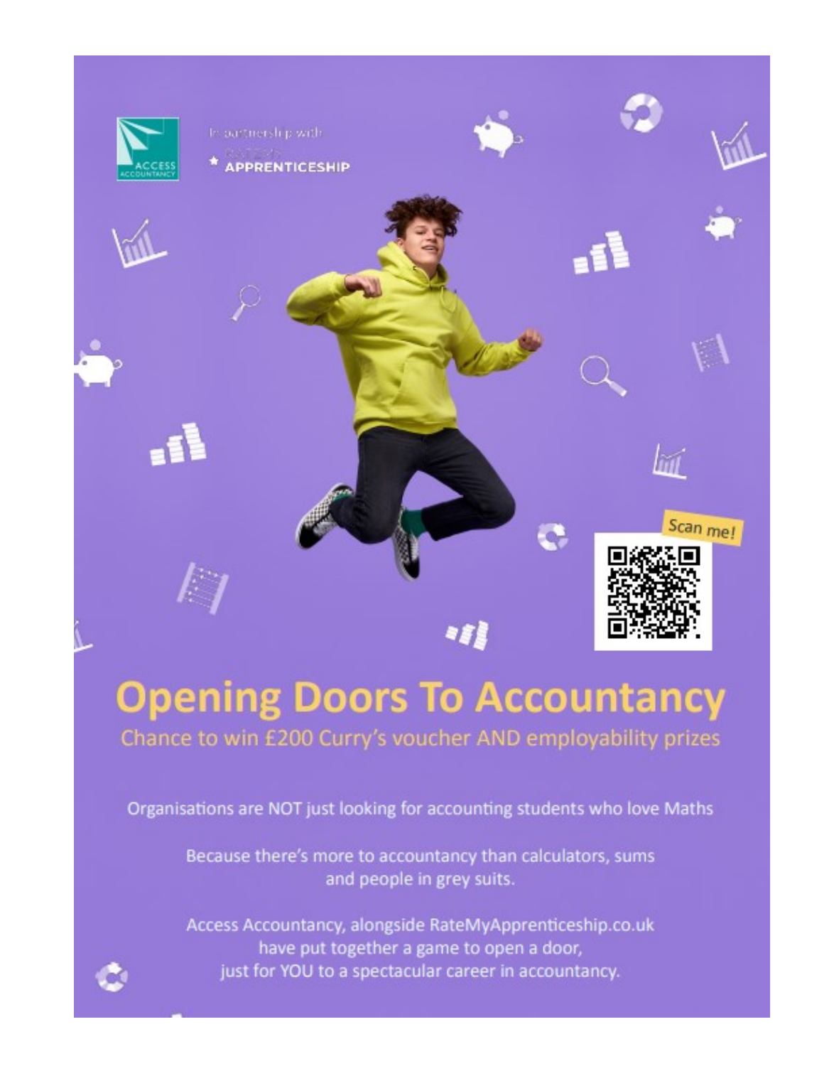In partnership with

RATEMY APPRENTICESHIP

Scan me!

# Opening Doors To Accountancy

## Chance to win £200 Curry's voucher AND employability prizes

Organisations are NOT just looking for accounting students who love Maths

Because there's more to accountancy than calculators, sums and people in grey suits.

Access Accountancy, alongside RateMyApprenticeship.co.uk have put together a game to open a door, just for YOU to a spectacular career in accountancy.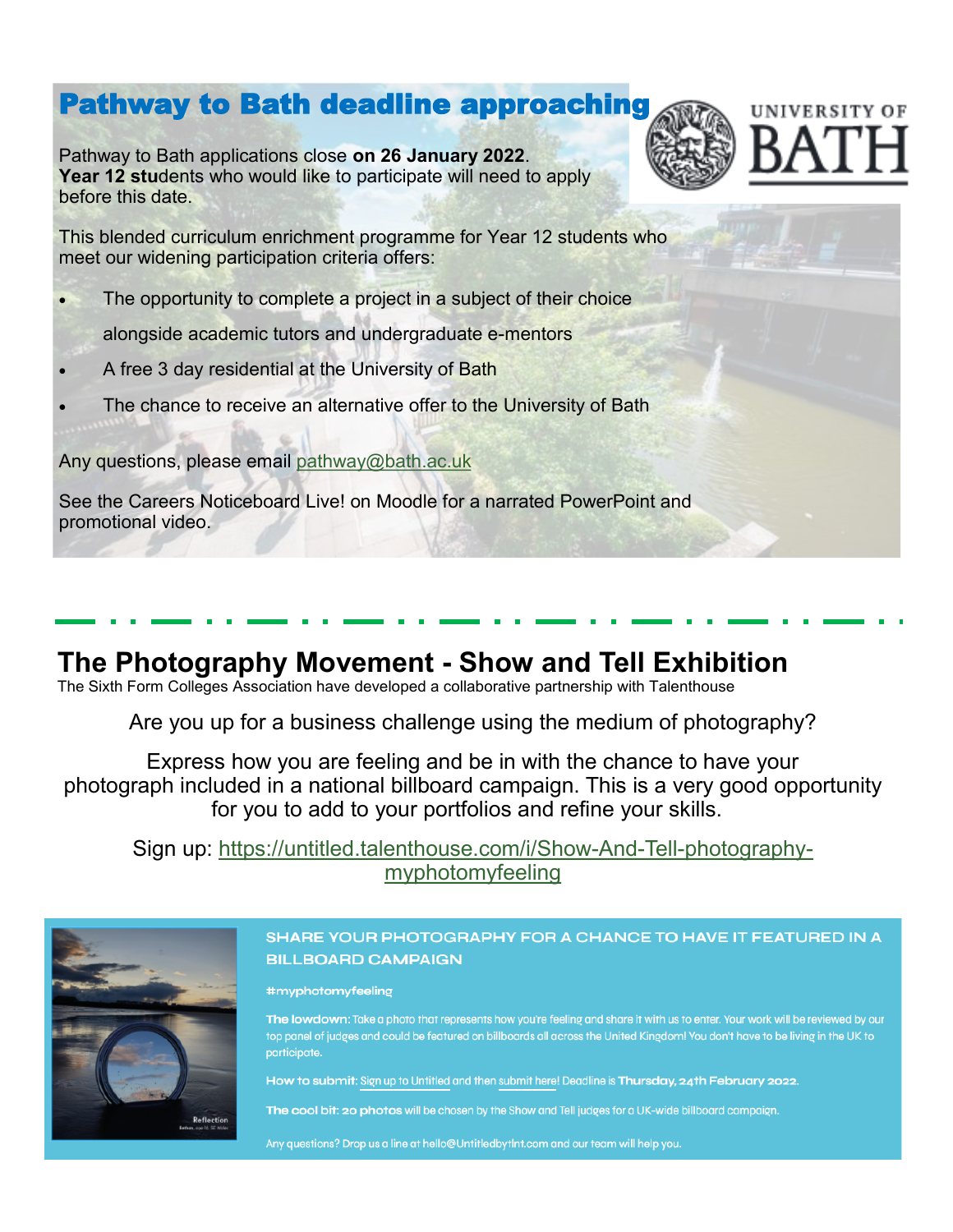## Pathway to Bath deadline approaching

UNIVERSITY OF BATH

Pathway to Bath applications close **on 26 January 2022**. **Year 12 stu**dents who would like to participate will need to apply before this date.

This blended curriculum enrichment programme for Year 12 students who meet our widening participation criteria offers:

- The opportunity to complete a project in a subject of their choice alongside academic tutors and undergraduate e-mentors
- A free 3 day residential at the University of Bath
- The chance to receive an alternative offer to the University of Bath

Any questions, please email pathway@bath.ac.uk

See the Careers Noticeboard Live! on Moodle for a narrated PowerPoint and promotional video.

---

## The Photography Movement - Show and Tell Exhibition

The Sixth Form Colleges Association have developed a collaborative partnership with Talenthouse

Are you up for a business challenge using the medium of photography?

Express how you are feeling and be in with the chance to have your photograph included in a national billboard campaign. This is a very good opportunity for you to add to your portfolios and refine your skills.

Sign up: https://untitled.talenthouse.com/i/Show-And-Tell-photography-myphotomyfeeling

Reflection

**SHARE YOUR PHOTOGRAPHY FOR A CHANCE TO HAVE IT FEATURED IN A BILLBOARD CAMPAIGN**

**#myphotomyfeeling**

**The lowdown:** Take a photo that represents how you're feeling and share it with us to enter. Your work will be reviewed by our top panel of judges and could be featured on billboards all across the United Kingdom! You don't have to be living in the UK to participate.

**How to submit:** Sign up to Untitled and then submit here! Deadline is **Thursday, 24th February 2022.**

**The cool bit: 20 photos** will be chosen by the Show and Tell judges for a UK-wide billboard campaign.

Any questions? Drop us a line at hello@Untitledbytlnt.com and our team will help you.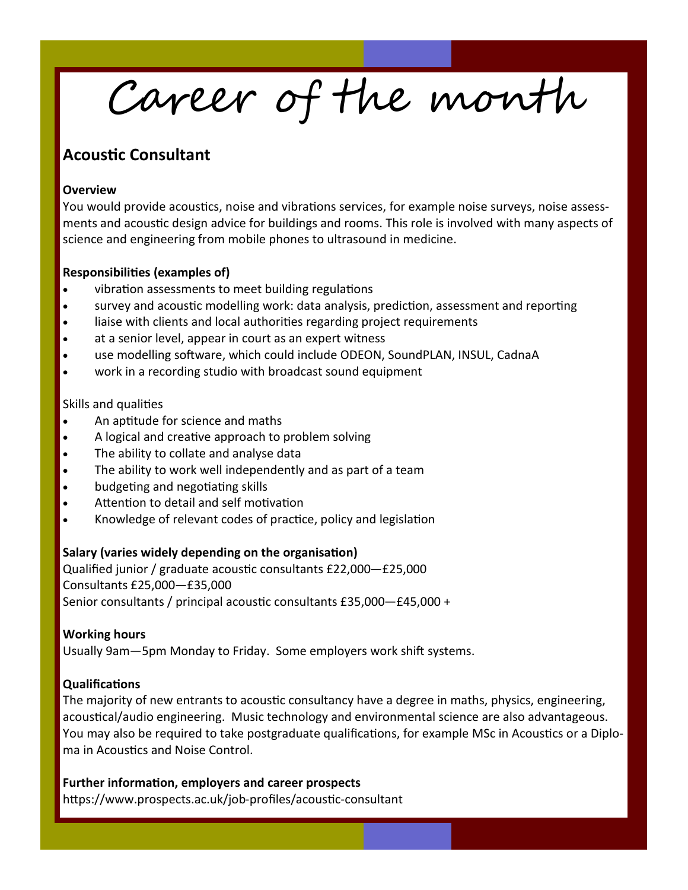# Career of the month

## Acoustic Consultant

**Overview**

You would provide acoustics, noise and vibrations services, for example noise surveys, noise assessments and acoustic design advice for buildings and rooms. This role is involved with many aspects of science and engineering from mobile phones to ultrasound in medicine.

**Responsibilities (examples of)**

- vibration assessments to meet building regulations
- survey and acoustic modelling work: data analysis, prediction, assessment and reporting
- liaise with clients and local authorities regarding project requirements
- at a senior level, appear in court as an expert witness
- use modelling software, which could include ODEON, SoundPLAN, INSUL, CadnaA
- work in a recording studio with broadcast sound equipment

Skills and qualities

- An aptitude for science and maths
- A logical and creative approach to problem solving
- The ability to collate and analyse data
- The ability to work well independently and as part of a team
- budgeting and negotiating skills
- Attention to detail and self motivation
- Knowledge of relevant codes of practice, policy and legislation

**Salary (varies widely depending on the organisation)**

Qualified junior / graduate acoustic consultants £22,000—£25,000
Consultants £25,000—£35,000
Senior consultants / principal acoustic consultants £35,000—£45,000 +

**Working hours**

Usually 9am—5pm Monday to Friday. Some employers work shift systems.

**Qualifications**

The majority of new entrants to acoustic consultancy have a degree in maths, physics, engineering, acoustical/audio engineering. Music technology and environmental science are also advantageous. You may also be required to take postgraduate qualifications, for example MSc in Acoustics or a Diploma in Acoustics and Noise Control.

**Further information, employers and career prospects**

https://www.prospects.ac.uk/job-profiles/acoustic-consultant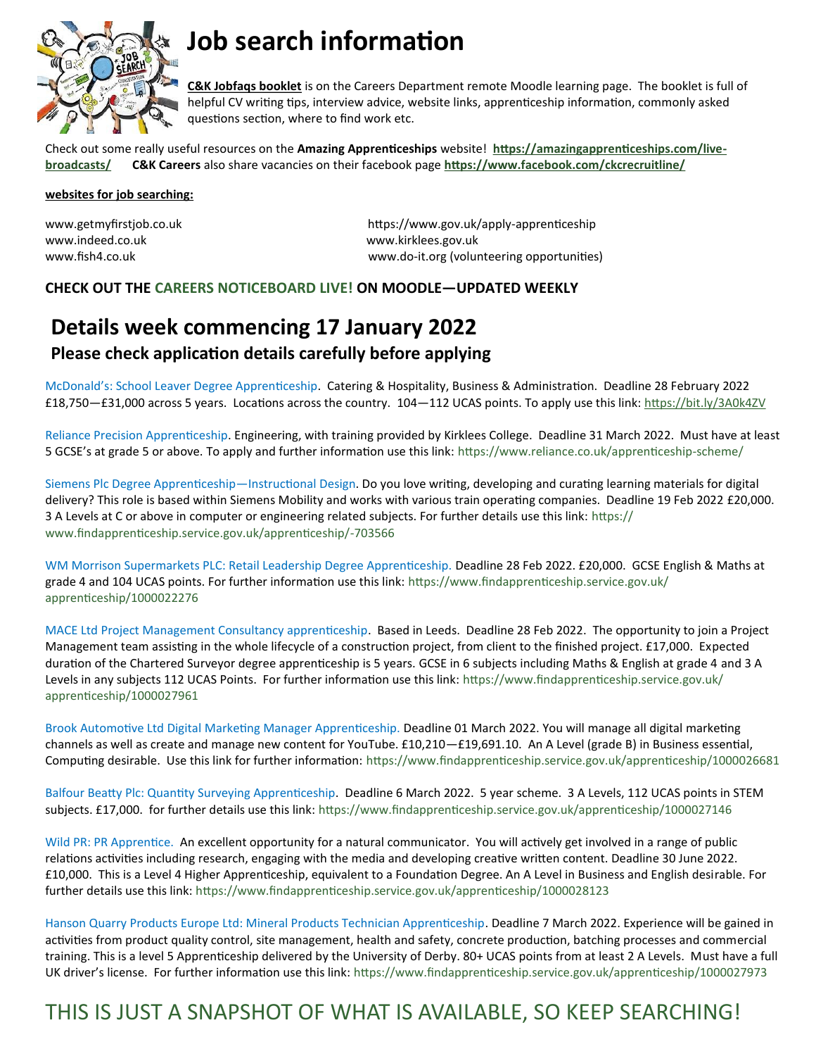# Job search information

**C&K Jobfaqs booklet** is on the Careers Department remote Moodle learning page. The booklet is full of helpful CV writing tips, interview advice, website links, apprenticeship information, commonly asked questions section, where to find work etc.

Check out some really useful resources on the **Amazing Apprenticeships** website! **https://amazingapprenticeships.com/live-broadcasts/** **C&K Careers** also share vacancies on their facebook page **https://www.facebook.com/ckcrecruitline/**

**websites for job searching:**

www.getmyfirstjob.co.uk
www.indeed.co.uk
www.fish4.co.uk
https://www.gov.uk/apply-apprenticeship
www.kirklees.gov.uk
www.do-it.org (volunteering opportunities)

**CHECK OUT THE CAREERS NOTICEBOARD LIVE! ON MOODLE—UPDATED WEEKLY**

## Details week commencing 17 January 2022

### Please check application details carefully before applying

McDonald's: School Leaver Degree Apprenticeship. Catering & Hospitality, Business & Administration. Deadline 28 February 2022 £18,750—£31,000 across 5 years. Locations across the country. 104—112 UCAS points. To apply use this link: https://bit.ly/3A0k4ZV

Reliance Precision Apprenticeship. Engineering, with training provided by Kirklees College. Deadline 31 March 2022. Must have at least 5 GCSE's at grade 5 or above. To apply and further information use this link: https://www.reliance.co.uk/apprenticeship-scheme/

Siemens Plc Degree Apprenticeship—Instructional Design. Do you love writing, developing and curating learning materials for digital delivery? This role is based within Siemens Mobility and works with various train operating companies. Deadline 19 Feb 2022 £20,000. 3 A Levels at C or above in computer or engineering related subjects. For further details use this link: https://www.findapprenticeship.service.gov.uk/apprenticeship/-703566

WM Morrison Supermarkets PLC: Retail Leadership Degree Apprenticeship. Deadline 28 Feb 2022. £20,000. GCSE English & Maths at grade 4 and 104 UCAS points. For further information use this link: https://www.findapprenticeship.service.gov.uk/apprenticeship/1000022276

MACE Ltd Project Management Consultancy apprenticeship. Based in Leeds. Deadline 28 Feb 2022. The opportunity to join a Project Management team assisting in the whole lifecycle of a construction project, from client to the finished project. £17,000. Expected duration of the Chartered Surveyor degree apprenticeship is 5 years. GCSE in 6 subjects including Maths & English at grade 4 and 3 A Levels in any subjects 112 UCAS Points. For further information use this link: https://www.findapprenticeship.service.gov.uk/apprenticeship/1000027961

Brook Automotive Ltd Digital Marketing Manager Apprenticeship. Deadline 01 March 2022. You will manage all digital marketing channels as well as create and manage new content for YouTube. £10,210—£19,691.10. An A Level (grade B) in Business essential, Computing desirable. Use this link for further information: https://www.findapprenticeship.service.gov.uk/apprenticeship/1000026681

Balfour Beatty Plc: Quantity Surveying Apprenticeship. Deadline 6 March 2022. 5 year scheme. 3 A Levels, 112 UCAS points in STEM subjects. £17,000. for further details use this link: https://www.findapprenticeship.service.gov.uk/apprenticeship/1000027146

Wild PR: PR Apprentice. An excellent opportunity for a natural communicator. You will actively get involved in a range of public relations activities including research, engaging with the media and developing creative written content. Deadline 30 June 2022. £10,000. This is a Level 4 Higher Apprenticeship, equivalent to a Foundation Degree. An A Level in Business and English desirable. For further details use this link: https://www.findapprenticeship.service.gov.uk/apprenticeship/1000028123

Hanson Quarry Products Europe Ltd: Mineral Products Technician Apprenticeship. Deadline 7 March 2022. Experience will be gained in activities from product quality control, site management, health and safety, concrete production, batching processes and commercial training. This is a level 5 Apprenticeship delivered by the University of Derby. 80+ UCAS points from at least 2 A Levels. Must have a full UK driver's license. For further information use this link: https://www.findapprenticeship.service.gov.uk/apprenticeship/1000027973

THIS IS JUST A SNAPSHOT OF WHAT IS AVAILABLE, SO KEEP SEARCHING!